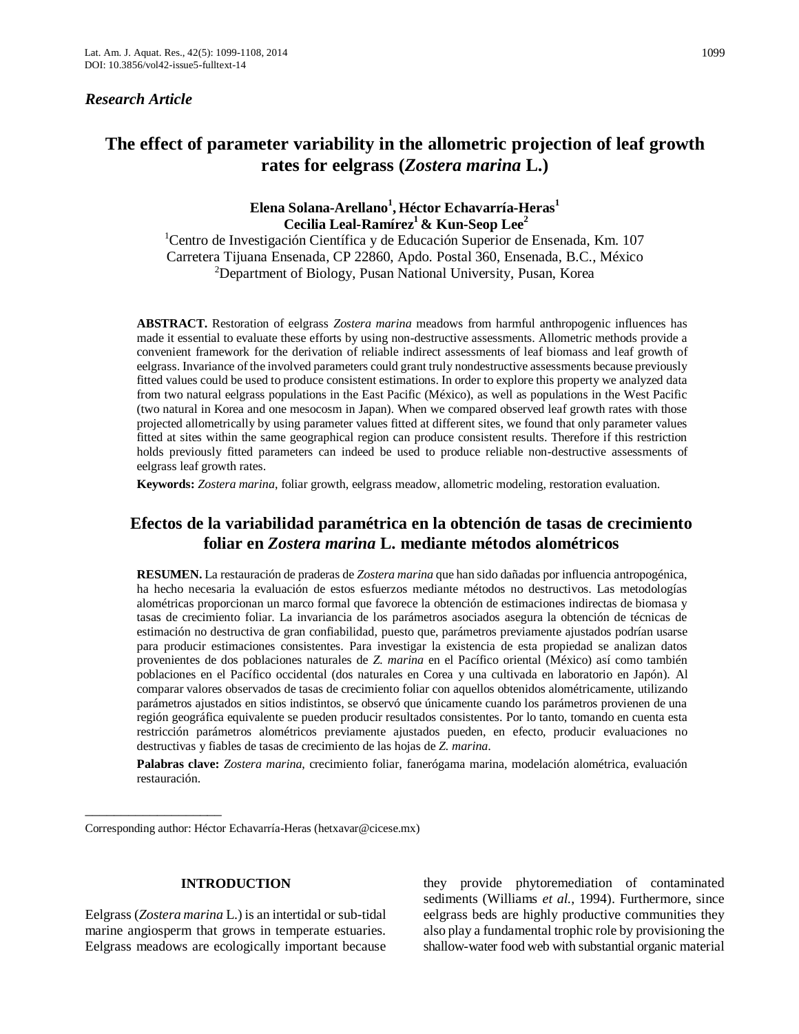*Research Article*

# The effect of parameter variability in the allometric projection of leaf growth rates for eelgrass (*Zostera marina* L.)

**Elena Solana-Arellano[1], Héctor Echavarría-Heras[1]**
**Cecilia Leal-Ramírez[1] & Kun-Seop Lee[2]**

[1]Centro de Investigación Científica y de Educación Superior de Ensenada, Km. 107 Carretera Tijuana Ensenada, CP 22860, Apdo. Postal 360, Ensenada, B.C., México
[2]Department of Biology, Pusan National University, Pusan, Korea

**ABSTRACT.** Restoration of eelgrass *Zostera marina* meadows from harmful anthropogenic influences has made it essential to evaluate these efforts by using non-destructive assessments. Allometric methods provide a convenient framework for the derivation of reliable indirect assessments of leaf biomass and leaf growth of eelgrass. Invariance of the involved parameters could grant truly nondestructive assessments because previously fitted values could be used to produce consistent estimations. In order to explore this property we analyzed data from two natural eelgrass populations in the East Pacific (México), as well as populations in the West Pacific (two natural in Korea and one mesocosm in Japan). When we compared observed leaf growth rates with those projected allometrically by using parameter values fitted at different sites, we found that only parameter values fitted at sites within the same geographical region can produce consistent results. Therefore if this restriction holds previously fitted parameters can indeed be used to produce reliable non-destructive assessments of eelgrass leaf growth rates.

**Keywords:** *Zostera marina*, foliar growth, eelgrass meadow, allometric modeling, restoration evaluation.

## Efectos de la variabilidad paramétrica en la obtención de tasas de crecimiento foliar en *Zostera marina* L. mediante métodos alométricos

**RESUMEN.** La restauración de praderas de *Zostera marina* que han sido dañadas por influencia antropogénica, ha hecho necesaria la evaluación de estos esfuerzos mediante métodos no destructivos. Las metodologías alométricas proporcionan un marco formal que favorece la obtención de estimaciones indirectas de biomasa y tasas de crecimiento foliar. La invariancia de los parámetros asociados asegura la obtención de técnicas de estimación no destructiva de gran confiabilidad, puesto que, parámetros previamente ajustados podrían usarse para producir estimaciones consistentes. Para investigar la existencia de esta propiedad se analizan datos provenientes de dos poblaciones naturales de *Z. marina* en el Pacífico oriental (México) así como también poblaciones en el Pacífico occidental (dos naturales en Corea y una cultivada en laboratorio en Japón). Al comparar valores observados de tasas de crecimiento foliar con aquellos obtenidos alométricamente, utilizando parámetros ajustados en sitios indistintos, se observó que únicamente cuando los parámetros provienen de una región geográfica equivalente se pueden producir resultados consistentes. Por lo tanto, tomando en cuenta esta restricción parámetros alométricos previamente ajustados pueden, en efecto, producir evaluaciones no destructivas y fiables de tasas de crecimiento de las hojas de *Z. marina*.

**Palabras clave:** *Zostera marina*, crecimiento foliar, fanerógama marina, modelación alométrica, evaluación restauración.

Corresponding author: Héctor Echavarría-Heras (hetxavar@cicese.mx)

## INTRODUCTION

Eelgrass (*Zostera marina* L.) is an intertidal or sub-tidal marine angiosperm that grows in temperate estuaries. Eelgrass meadows are ecologically important because they provide phytoremediation of contaminated sediments (Williams *et al.*, 1994). Furthermore, since eelgrass beds are highly productive communities they also play a fundamental trophic role by provisioning the shallow-water food web with substantial organic material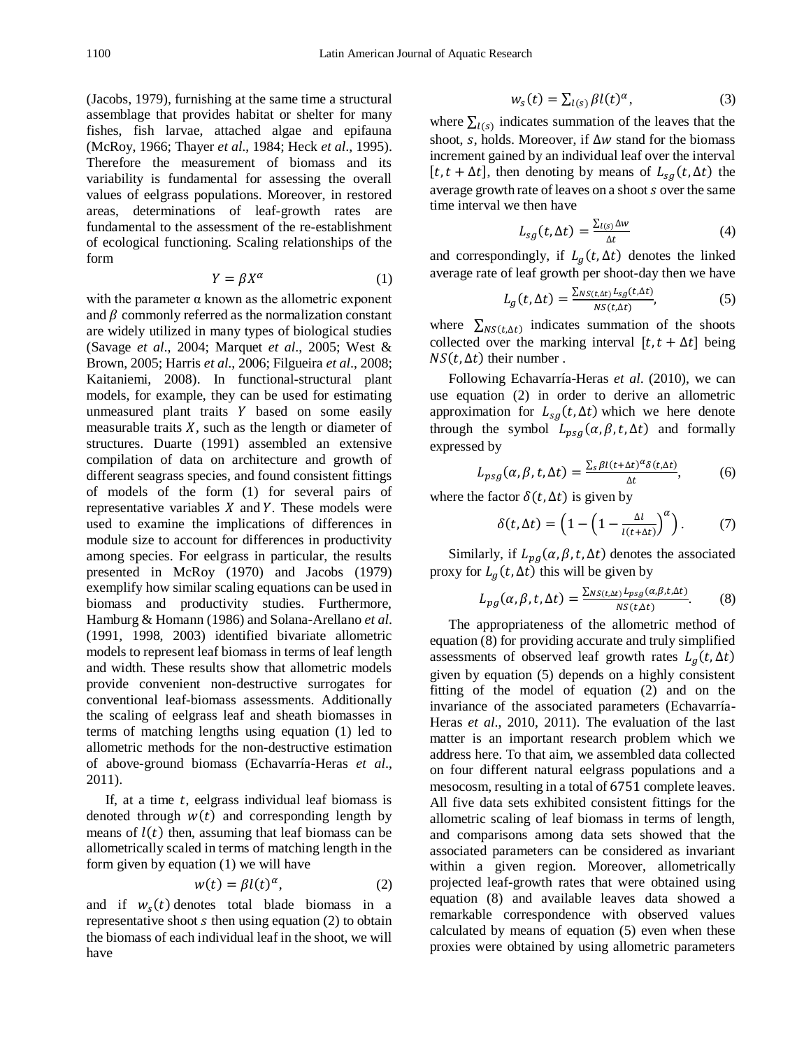(Jacobs, 1979), furnishing at the same time a structural assemblage that provides habitat or shelter for many fishes, fish larvae, attached algae and epifauna (McRoy, 1966; Thayer *et al*., 1984; Heck *et al*., 1995). Therefore the measurement of biomass and its variability is fundamental for assessing the overall values of eelgrass populations. Moreover, in restored areas, determinations of leaf-growth rates are fundamental to the assessment of the re-establishment of ecological functioning. Scaling relationships of the form

$$Y = \beta X^{\alpha} \quad (1)$$

with the parameter $\alpha$ known as the allometric exponent and $\beta$ commonly referred as the normalization constant are widely utilized in many types of biological studies (Savage *et al*., 2004; Marquet *et al*., 2005; West & Brown, 2005; Harris *et al*., 2006; Filgueira *et al*., 2008; Kaitaniemi, 2008). In functional-structural plant models, for example, they can be used for estimating unmeasured plant traits $Y$ based on some easily measurable traits $X$, such as the length or diameter of structures. Duarte (1991) assembled an extensive compilation of data on architecture and growth of different seagrass species, and found consistent fittings of models of the form (1) for several pairs of representative variables $X$ and $Y$. These models were used to examine the implications of differences in module size to account for differences in productivity among species. For eelgrass in particular, the results presented in McRoy (1970) and Jacobs (1979) exemplify how similar scaling equations can be used in biomass and productivity studies. Furthermore, Hamburg & Homann (1986) and Solana-Arellano *et al*. (1991, 1998, 2003) identified bivariate allometric models to represent leaf biomass in terms of leaf length and width. These results show that allometric models provide convenient non-destructive surrogates for conventional leaf-biomass assessments. Additionally the scaling of eelgrass leaf and sheath biomasses in terms of matching lengths using equation (1) led to allometric methods for the non-destructive estimation of above-ground biomass (Echavarría-Heras *et al*., 2011).

If, at a time $t$, eelgrass individual leaf biomass is denoted through $w(t)$ and corresponding length by means of $l(t)$ then, assuming that leaf biomass can be allometrically scaled in terms of matching length in the form given by equation (1) we will have

$$w(t) = \beta l(t)^{\alpha}, \quad (2)$$

and if $w_s(t)$ denotes total blade biomass in a representative shoot $s$ then using equation (2) to obtain the biomass of each individual leaf in the shoot, we will have

$$w_s(t) = \sum_{l(s)} \beta l(t)^{\alpha}, \quad (3)$$

where $\sum_{l(s)}$ indicates summation of the leaves that the shoot, $s$, holds. Moreover, if $\Delta w$ stand for the biomass increment gained by an individual leaf over the interval $[t, t+\Delta t]$, then denoting by means of $L_{sg}(t,\Delta t)$ the average growth rate of leaves on a shoot $s$ over the same time interval we then have

$$L_{sg}(t,\Delta t) = \frac{\sum_{l(s)} \Delta w}{\Delta t} \quad (4)$$

and correspondingly, if $L_g(t,\Delta t)$ denotes the linked average rate of leaf growth per shoot-day then we have

$$L_g(t,\Delta t) = \frac{\sum_{NS(t,\Delta t)} L_{sg}(t,\Delta t)}{NS(t,\Delta t)}, \quad (5)$$

where $\sum_{NS(t,\Delta t)}$ indicates summation of the shoots collected over the marking interval $[t, t+\Delta t]$ being $NS(t,\Delta t)$ their number .

Following Echavarría-Heras *et al*. (2010), we can use equation (2) in order to derive an allometric approximation for $L_{sg}(t,\Delta t)$ which we here denote through the symbol $L_{psg}(\alpha,\beta,t,\Delta t)$ and formally expressed by

$$L_{psg}(\alpha,\beta,t,\Delta t) = \frac{\sum_s \beta l(t+\Delta t)^{\alpha} \delta(t,\Delta t)}{\Delta t}, \quad (6)$$

where the factor $\delta(t,\Delta t)$ is given by

$$\delta(t,\Delta t) = \left(1 - \left(1 - \frac{\Delta l}{l(t+\Delta t)}\right)^{\alpha}\right). \quad (7)$$

Similarly, if $L_{pg}(\alpha,\beta,t,\Delta t)$ denotes the associated proxy for $L_g(t,\Delta t)$ this will be given by

$$L_{pg}(\alpha,\beta,t,\Delta t) = \frac{\sum_{NS(t,\Delta t)} L_{psg}(\alpha,\beta,t,\Delta t)}{NS(t,\Delta t)}. \quad (8)$$

The appropriateness of the allometric method of equation (8) for providing accurate and truly simplified assessments of observed leaf growth rates $L_g(t,\Delta t)$ given by equation (5) depends on a highly consistent fitting of the model of equation (2) and on the invariance of the associated parameters (Echavarría-Heras *et al*., 2010, 2011). The evaluation of the last matter is an important research problem which we address here. To that aim, we assembled data collected on four different natural eelgrass populations and a mesocosm, resulting in a total of 6751 complete leaves. All five data sets exhibited consistent fittings for the allometric scaling of leaf biomass in terms of length, and comparisons among data sets showed that the associated parameters can be considered as invariant within a given region. Moreover, allometrically projected leaf-growth rates that were obtained using equation (8) and available leaves data showed a remarkable correspondence with observed values calculated by means of equation (5) even when these proxies were obtained by using allometric parameters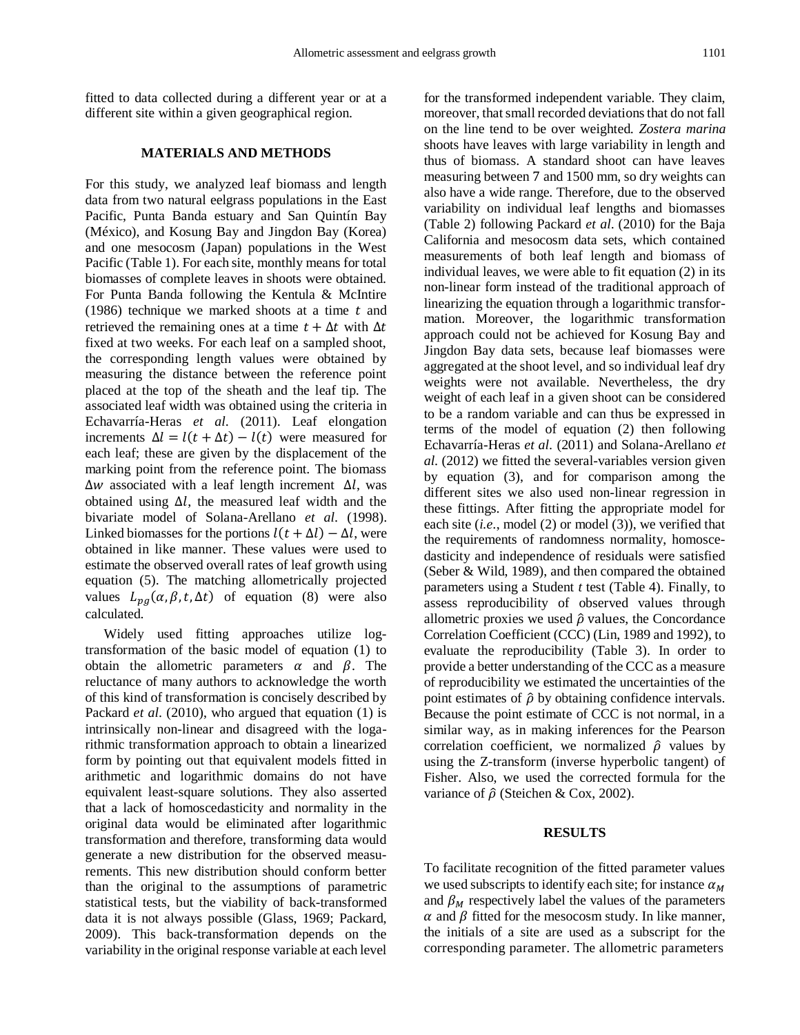fitted to data collected during a different year or at a different site within a given geographical region.

## MATERIALS AND METHODS

For this study, we analyzed leaf biomass and length data from two natural eelgrass populations in the East Pacific, Punta Banda estuary and San Quintín Bay (México), and Kosung Bay and Jingdon Bay (Korea) and one mesocosm (Japan) populations in the West Pacific (Table 1). For each site, monthly means for total biomasses of complete leaves in shoots were obtained. For Punta Banda following the Kentula & McIntire (1986) technique we marked shoots at a time $t$ and retrieved the remaining ones at a time $t + \Delta t$ with $\Delta t$ fixed at two weeks. For each leaf on a sampled shoot, the corresponding length values were obtained by measuring the distance between the reference point placed at the top of the sheath and the leaf tip. The associated leaf width was obtained using the criteria in Echavarría-Heras *et al*. (2011). Leaf elongation increments $\Delta l = l(t + \Delta t) - l(t)$ were measured for each leaf; these are given by the displacement of the marking point from the reference point. The biomass $\Delta w$ associated with a leaf length increment $\Delta l$, was obtained using $\Delta l$, the measured leaf width and the bivariate model of Solana-Arellano *et al*. (1998). Linked biomasses for the portions $l(t + \Delta l) - \Delta l$, were obtained in like manner. These values were used to estimate the observed overall rates of leaf growth using equation (5). The matching allometrically projected values $L_{pg}(\alpha, \beta, t, \Delta t)$ of equation (8) were also calculated.

Widely used fitting approaches utilize log-transformation of the basic model of equation (1) to obtain the allometric parameters $\alpha$ and $\beta$. The reluctance of many authors to acknowledge the worth of this kind of transformation is concisely described by Packard *et al*. (2010), who argued that equation (1) is intrinsically non-linear and disagreed with the logarithmic transformation approach to obtain a linearized form by pointing out that equivalent models fitted in arithmetic and logarithmic domains do not have equivalent least-square solutions. They also asserted that a lack of homoscedasticity and normality in the original data would be eliminated after logarithmic transformation and therefore, transforming data would generate a new distribution for the observed measurements. This new distribution should conform better than the original to the assumptions of parametric statistical tests, but the viability of back-transformed data it is not always possible (Glass, 1969; Packard, 2009). This back-transformation depends on the variability in the original response variable at each level for the transformed independent variable. They claim, moreover, that small recorded deviations that do not fall on the line tend to be over weighted. *Zostera marina* shoots have leaves with large variability in length and thus of biomass. A standard shoot can have leaves measuring between 7 and 1500 mm, so dry weights can also have a wide range. Therefore, due to the observed variability on individual leaf lengths and biomasses (Table 2) following Packard *et al*. (2010) for the Baja California and mesocosm data sets, which contained measurements of both leaf length and biomass of individual leaves, we were able to fit equation (2) in its non-linear form instead of the traditional approach of linearizing the equation through a logarithmic transformation. Moreover, the logarithmic transformation approach could not be achieved for Kosung Bay and Jingdon Bay data sets, because leaf biomasses were aggregated at the shoot level, and so individual leaf dry weights were not available. Nevertheless, the dry weight of each leaf in a given shoot can be considered to be a random variable and can thus be expressed in terms of the model of equation (2) then following Echavarría-Heras *et al*. (2011) and Solana-Arellano *et al*. (2012) we fitted the several-variables version given by equation (3), and for comparison among the different sites we also used non-linear regression in these fittings. After fitting the appropriate model for each site (*i.e*., model (2) or model (3)), we verified that the requirements of randomness normality, homoscedasticity and independence of residuals were satisfied (Seber & Wild, 1989), and then compared the obtained parameters using a Student *t* test (Table 4). Finally, to assess reproducibility of observed values through allometric proxies we used $\hat{\rho}$ values, the Concordance Correlation Coefficient (CCC) (Lin, 1989 and 1992), to evaluate the reproducibility (Table 3). In order to provide a better understanding of the CCC as a measure of reproducibility we estimated the uncertainties of the point estimates of $\hat{\rho}$ by obtaining confidence intervals. Because the point estimate of CCC is not normal, in a similar way, as in making inferences for the Pearson correlation coefficient, we normalized $\hat{\rho}$ values by using the Z-transform (inverse hyperbolic tangent) of Fisher. Also, we used the corrected formula for the variance of $\hat{\rho}$ (Steichen & Cox, 2002).

## RESULTS

To facilitate recognition of the fitted parameter values we used subscripts to identify each site; for instance $\alpha_M$ and $\beta_M$ respectively label the values of the parameters $\alpha$ and $\beta$ fitted for the mesocosm study. In like manner, the initials of a site are used as a subscript for the corresponding parameter. The allometric parameters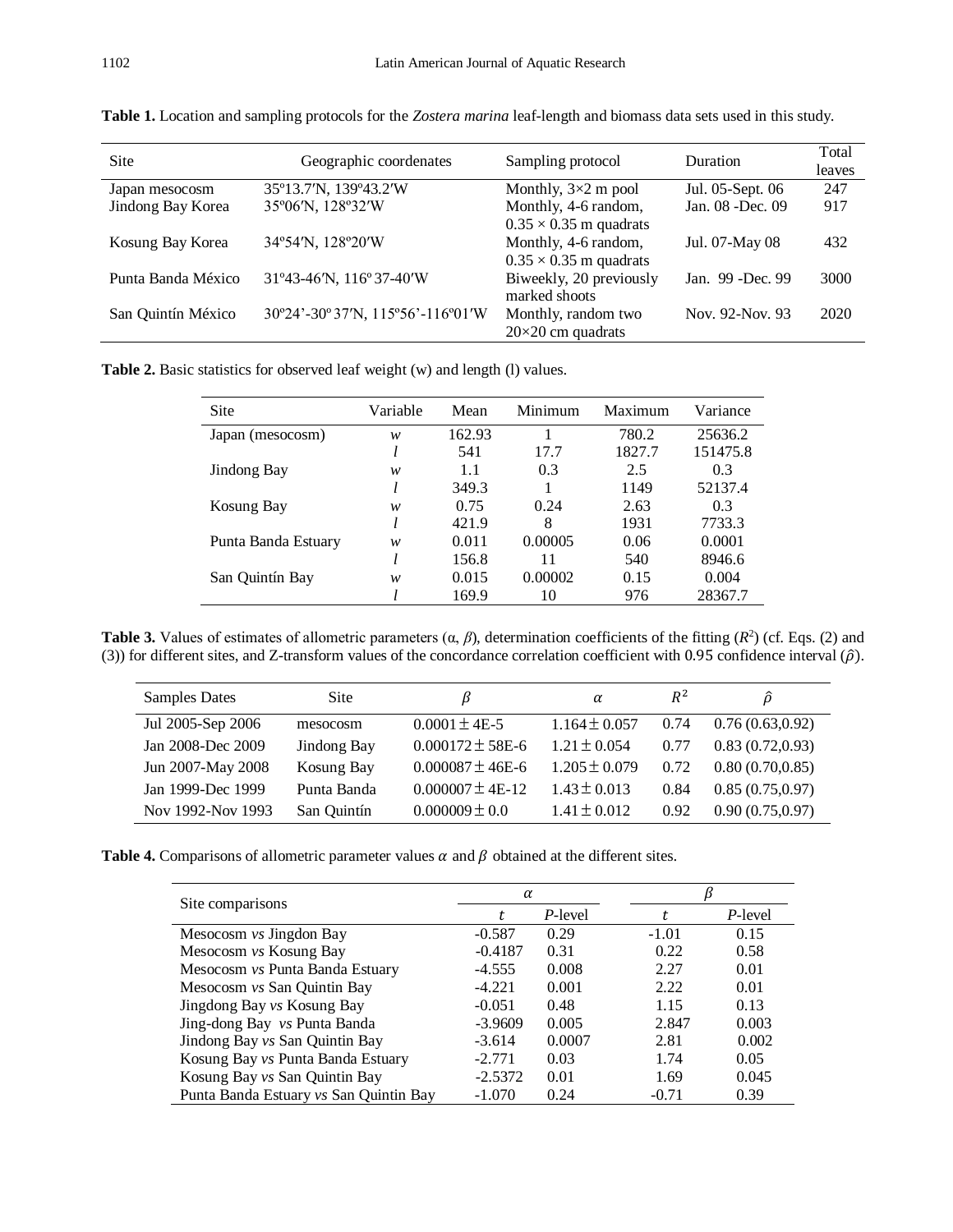**Table 1.** Location and sampling protocols for the *Zostera marina* leaf-length and biomass data sets used in this study.

| Site | Geographic coordenates | Sampling protocol | Duration | Total leaves |
|---|---|---|---|---|
| Japan mesocosm | 35º13.7′N, 139º43.2′W | Monthly, 3×2 m pool | Jul. 05-Sept. 06 | 247 |
| Jindong Bay Korea | 35º06′N, 128º32′W | Monthly, 4-6 random, 0.35 × 0.35 m quadrats | Jan. 08 -Dec. 09 | 917 |
| Kosung Bay Korea | 34º54′N, 128º20′W | Monthly, 4-6 random, 0.35 × 0.35 m quadrats | Jul. 07-May 08 | 432 |
| Punta Banda México | 31º43-46′N, 116º 37-40′W | Biweekly, 20 previously marked shoots | Jan. 99 -Dec. 99 | 3000 |
| San Quintín México | 30º24'-30º 37′N, 115º56'-116º01′W | Monthly, random two 20×20 cm quadrats | Nov. 92-Nov. 93 | 2020 |

**Table 2.** Basic statistics for observed leaf weight (w) and length (l) values.

| Site | Variable | Mean | Minimum | Maximum | Variance |
|---|---|---|---|---|---|
| Japan (mesocosm) | $w$ | 162.93 | 1 | 780.2 | 25636.2 |
| | $l$ | 541 | 17.7 | 1827.7 | 151475.8 |
| Jindong Bay | $w$ | 1.1 | 0.3 | 2.5 | 0.3 |
| | $l$ | 349.3 | 1 | 1149 | 52137.4 |
| Kosung Bay | $w$ | 0.75 | 0.24 | 2.63 | 0.3 |
| | $l$ | 421.9 | 8 | 1931 | 7733.3 |
| Punta Banda Estuary | $w$ | 0.011 | 0.00005 | 0.06 | 0.0001 |
| | $l$ | 156.8 | 11 | 540 | 8946.6 |
| San Quintín Bay | $w$ | 0.015 | 0.00002 | 0.15 | 0.004 |
| | $l$ | 169.9 | 10 | 976 | 28367.7 |

**Table 3.** Values of estimates of allometric parameters ($\alpha$, $\beta$), determination coefficients of the fitting ($R^2$) (cf. Eqs. (2) and (3)) for different sites, and Z-transform values of the concordance correlation coefficient with 0.95 confidence interval ($\hat{\rho}$).

| Samples Dates | Site | $\beta$ | $\alpha$ | $R^2$ | $\hat{\rho}$ |
|---|---|---|---|---|---|
| Jul 2005-Sep 2006 | mesocosm | $0.0001 \pm$ 4E-5 | $1.164 \pm 0.057$ | 0.74 | 0.76 (0.63,0.92) |
| Jan 2008-Dec 2009 | Jindong Bay | $0.000172 \pm$ 58E-6 | $1.21 \pm 0.054$ | 0.77 | 0.83 (0.72,0.93) |
| Jun 2007-May 2008 | Kosung Bay | $0.000087 \pm$ 46E-6 | $1.205 \pm 0.079$ | 0.72 | 0.80 (0.70,0.85) |
| Jan 1999-Dec 1999 | Punta Banda | $0.000007 \pm$ 4E-12 | $1.43 \pm 0.013$ | 0.84 | 0.85 (0.75,0.97) |
| Nov 1992-Nov 1993 | San Quintín | $0.000009 \pm 0.0$ | $1.41 \pm 0.012$ | 0.92 | 0.90 (0.75,0.97) |

**Table 4.** Comparisons of allometric parameter values $\alpha$ and $\beta$ obtained at the different sites.

| Site comparisons | $\alpha$ | | $\beta$ | |
|---|---|---|---|---|
| | $t$ | $P$-level | $t$ | $P$-level |
| Mesocosm *vs* Jingdon Bay | -0.587 | 0.29 | -1.01 | 0.15 |
| Mesocosm *vs* Kosung Bay | -0.4187 | 0.31 | 0.22 | 0.58 |
| Mesocosm *vs* Punta Banda Estuary | -4.555 | 0.008 | 2.27 | 0.01 |
| Mesocosm *vs* San Quintin Bay | -4.221 | 0.001 | 2.22 | 0.01 |
| Jingdong Bay *vs* Kosung Bay | -0.051 | 0.48 | 1.15 | 0.13 |
| Jing-dong Bay *vs* Punta Banda | -3.9609 | 0.005 | 2.847 | 0.003 |
| Jindong Bay *vs* San Quintin Bay | -3.614 | 0.0007 | 2.81 | 0.002 |
| Kosung Bay *vs* Punta Banda Estuary | -2.771 | 0.03 | 1.74 | 0.05 |
| Kosung Bay *vs* San Quintin Bay | -2.5372 | 0.01 | 1.69 | 0.045 |
| Punta Banda Estuary *vs* San Quintin Bay | -1.070 | 0.24 | -0.71 | 0.39 |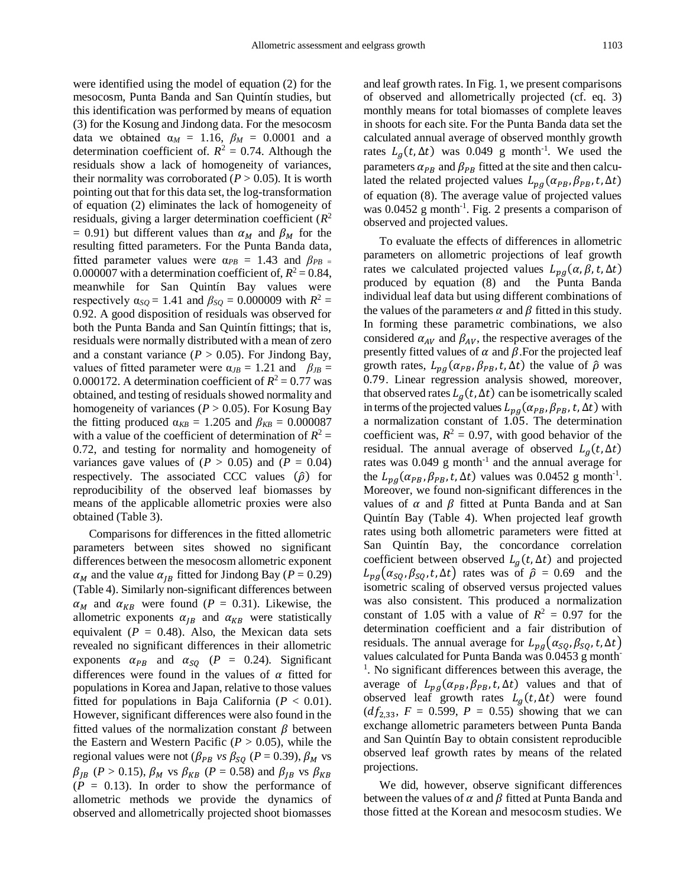were identified using the model of equation (2) for the mesocosm, Punta Banda and San Quintín studies, but this identification was performed by means of equation (3) for the Kosung and Jindong data. For the mesocosm data we obtained $\alpha_M$ = 1.16, $\beta_M$ = 0.0001 and a determination coefficient of. $R^2$ = 0.74. Although the residuals show a lack of homogeneity of variances, their normality was corroborated ($P$ > 0.05). It is worth pointing out that for this data set, the log-transformation of equation (2) eliminates the lack of homogeneity of residuals, giving a larger determination coefficient ($R^2$ = 0.91) but different values than $\alpha_M$ and $\beta_M$ for the resulting fitted parameters. For the Punta Banda data, fitted parameter values were $\alpha_{PB}$ = 1.43 and $\beta_{PB}$ = 0.000007 with a determination coefficient of, $R^2$ = 0.84, meanwhile for San Quintín Bay values were respectively $\alpha_{SQ}$ = 1.41 and $\beta_{SQ}$ = 0.000009 with $R^2$ = 0.92. A good disposition of residuals was observed for both the Punta Banda and San Quintín fittings; that is, residuals were normally distributed with a mean of zero and a constant variance ($P$ > 0.05). For Jindong Bay, values of fitted parameter were $\alpha_{JB}$ = 1.21 and $\beta_{JB}$ = 0.000172. A determination coefficient of $R^2$ = 0.77 was obtained, and testing of residuals showed normality and homogeneity of variances ($P$ > 0.05). For Kosung Bay the fitting produced $\alpha_{KB}$ = 1.205 and $\beta_{KB}$ = 0.000087 with a value of the coefficient of determination of $R^2$ = 0.72, and testing for normality and homogeneity of variances gave values of ($P$ > 0.05) and ($P$ = 0.04) respectively. The associated CCC values ($\hat{\rho}$) for reproducibility of the observed leaf biomasses by means of the applicable allometric proxies were also obtained (Table 3).

Comparisons for differences in the fitted allometric parameters between sites showed no significant differences between the mesocosm allometric exponent $\alpha_M$ and the value $\alpha_{JB}$ fitted for Jindong Bay ($P$ = 0.29) (Table 4). Similarly non-significant differences between $\alpha_M$ and $\alpha_{KB}$ were found ($P$ = 0.31). Likewise, the allometric exponents $\alpha_{JB}$ and $\alpha_{KB}$ were statistically equivalent ($P$ = 0.48). Also, the Mexican data sets revealed no significant differences in their allometric exponents $\alpha_{PB}$ and $\alpha_{SQ}$ ($P$ = 0.24). Significant differences were found in the values of $\alpha$ fitted for populations in Korea and Japan, relative to those values fitted for populations in Baja California ($P$ < 0.01). However, significant differences were also found in the fitted values of the normalization constant $\beta$ between the Eastern and Western Pacific ($P$ > 0.05), while the regional values were not ($\beta_{PB}$ *vs* $\beta_{SQ}$ ($P$ = 0.39), $\beta_M$ vs $\beta_{JB}$ ($P$ > 0.15), $\beta_M$ vs $\beta_{KB}$ ($P$ = 0.58) and $\beta_{JB}$ vs $\beta_{KB}$ ($P$ = 0.13). In order to show the performance of allometric methods we provide the dynamics of observed and allometrically projected shoot biomasses and leaf growth rates. In Fig. 1, we present comparisons of observed and allometrically projected (cf. eq. 3) monthly means for total biomasses of complete leaves in shoots for each site. For the Punta Banda data set the calculated annual average of observed monthly growth rates $L_g(t, \Delta t)$ was 0.049 g month$^{-1}$. We used the parameters $\alpha_{PB}$ and $\beta_{PB}$ fitted at the site and then calculated the related projected values $L_{pg}(\alpha_{PB}, \beta_{PB}, t, \Delta t)$ of equation (8). The average value of projected values was 0.0452 g month$^{-1}$. Fig. 2 presents a comparison of observed and projected values.

To evaluate the effects of differences in allometric parameters on allometric projections of leaf growth rates we calculated projected values $L_{pg}(\alpha, \beta, t, \Delta t)$ produced by equation (8) and the Punta Banda individual leaf data but using different combinations of the values of the parameters $\alpha$ and $\beta$ fitted in this study. In forming these parametric combinations, we also considered $\alpha_{AV}$ and $\beta_{AV}$, the respective averages of the presently fitted values of $\alpha$ and $\beta$. For the projected leaf growth rates, $L_{pg}(\alpha_{PB}, \beta_{PB}, t, \Delta t)$ the value of $\hat{\rho}$ was 0.79. Linear regression analysis showed, moreover, that observed rates $L_g(t, \Delta t)$ can be isometrically scaled in terms of the projected values $L_{pg}(\alpha_{PB}, \beta_{PB}, t, \Delta t)$ with a normalization constant of 1.05. The determination coefficient was, $R^2$ = 0.97, with good behavior of the residual. The annual average of observed $L_g(t, \Delta t)$ rates was 0.049 g month$^{-1}$ and the annual average for the $L_{pg}(\alpha_{PB}, \beta_{PB}, t, \Delta t)$ values was 0.0452 g month$^{-1}$. Moreover, we found non-significant differences in the values of $\alpha$ and $\beta$ fitted at Punta Banda and at San Quintín Bay (Table 4). When projected leaf growth rates using both allometric parameters were fitted at San Quintín Bay, the concordance correlation coefficient between observed $L_g(t, \Delta t)$ and projected $L_{pg}(\alpha_{SQ}, \beta_{SQ}, t, \Delta t)$ rates was of $\hat{\rho}$ = 0.69 and the isometric scaling of observed versus projected values was also consistent. This produced a normalization constant of 1.05 with a value of $R^2$ = 0.97 for the determination coefficient and a fair distribution of residuals. The annual average for $L_{pg}(\alpha_{SQ}, \beta_{SQ}, t, \Delta t)$ values calculated for Punta Banda was 0.0453 g month$^{-1}$. No significant differences between this average, the average of $L_{pg}(\alpha_{PB}, \beta_{PB}, t, \Delta t)$ values and that of observed leaf growth rates $L_g(t, \Delta t)$ were found ($df_{2,33}$, $F$ = 0.599, $P$ = 0.55) showing that we can exchange allometric parameters between Punta Banda and San Quintín Bay to obtain consistent reproducible observed leaf growth rates by means of the related projections.

We did, however, observe significant differences between the values of $\alpha$ and $\beta$ fitted at Punta Banda and those fitted at the Korean and mesocosm studies. We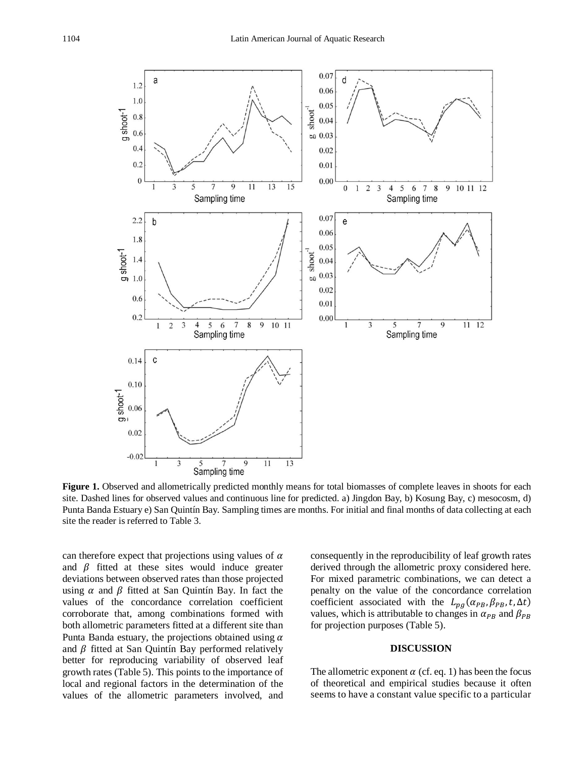**Figure 1.** Observed and allometrically predicted monthly means for total biomasses of complete leaves in shoots for each site. Dashed lines for observed values and continuous line for predicted. a) Jingdon Bay, b) Kosung Bay, c) mesocosm, d) Punta Banda Estuary e) San Quintín Bay. Sampling times are months. For initial and final months of data collecting at each site the reader is referred to Table 3.

can therefore expect that projections using values of $\alpha$ and $\beta$ fitted at these sites would induce greater deviations between observed rates than those projected using $\alpha$ and $\beta$ fitted at San Quintín Bay. In fact the values of the concordance correlation coefficient corroborate that, among combinations formed with both allometric parameters fitted at a different site than Punta Banda estuary, the projections obtained using $\alpha$ and $\beta$ fitted at San Quintín Bay performed relatively better for reproducing variability of observed leaf growth rates (Table 5). This points to the importance of local and regional factors in the determination of the values of the allometric parameters involved, and consequently in the reproducibility of leaf growth rates derived through the allometric proxy considered here. For mixed parametric combinations, we can detect a penalty on the value of the concordance correlation coefficient associated with the $L_{pg}(\alpha_{PB}, \beta_{PB}, t, \Delta t)$ values, which is attributable to changes in $\alpha_{PB}$ and $\beta_{PB}$ for projection purposes (Table 5).

## DISCUSSION

The allometric exponent $\alpha$ (cf. eq. 1) has been the focus of theoretical and empirical studies because it often seems to have a constant value specific to a particular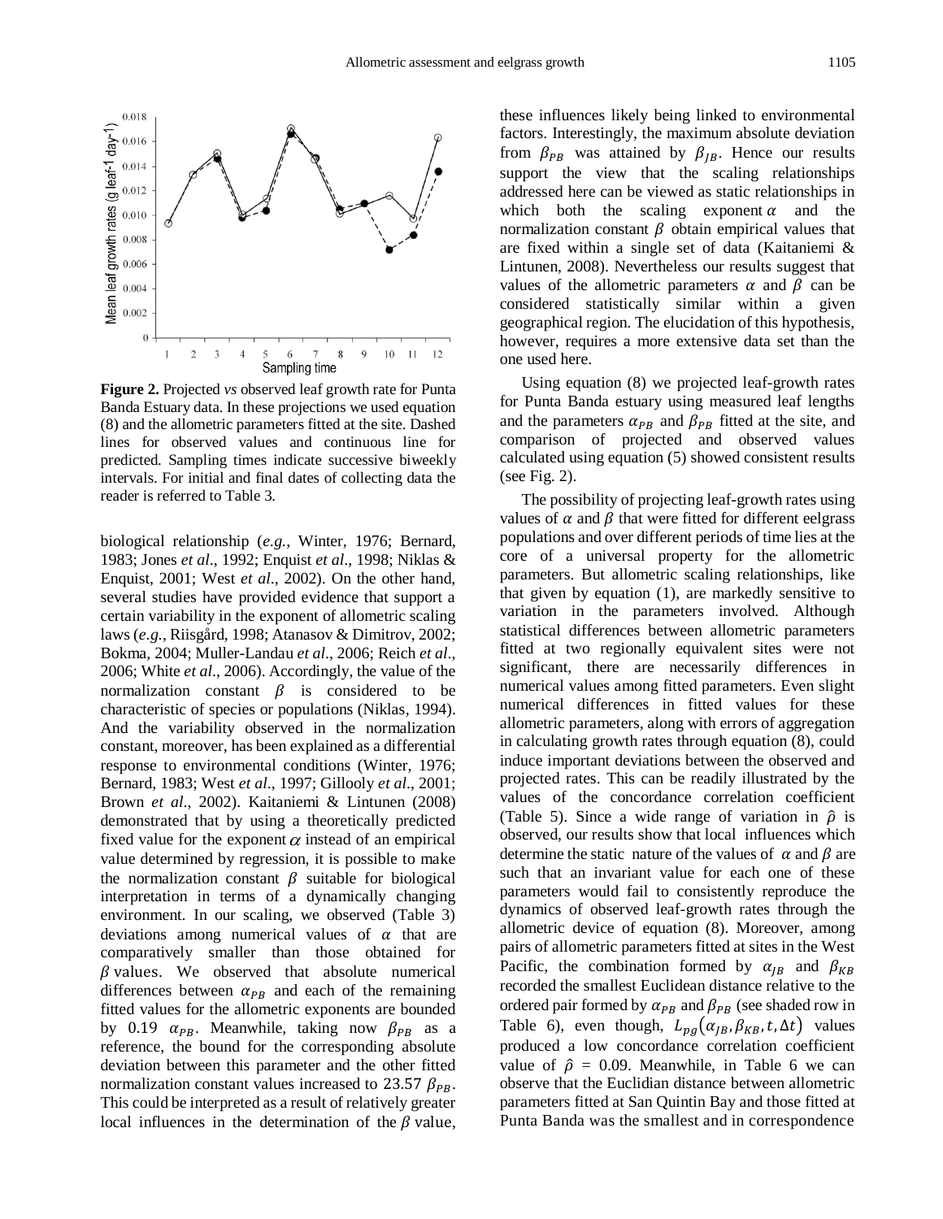**Figure 2.** Projected *vs* observed leaf growth rate for Punta Banda Estuary data. In these projections we used equation (8) and the allometric parameters fitted at the site. Dashed lines for observed values and continuous line for predicted. Sampling times indicate successive biweekly intervals. For initial and final dates of collecting data the reader is referred to Table 3.

biological relationship (*e.g.*, Winter, 1976; Bernard, 1983; Jones *et al*., 1992; Enquist *et al*., 1998; Niklas & Enquist, 2001; West *et al*., 2002). On the other hand, several studies have provided evidence that support a certain variability in the exponent of allometric scaling laws (*e.g.*, Riisgård, 1998; Atanasov & Dimitrov, 2002; Bokma, 2004; Muller-Landau *et al*., 2006; Reich *et al*., 2006; White *et al*., 2006). Accordingly, the value of the normalization constant $\beta$ is considered to be characteristic of species or populations (Niklas, 1994). And the variability observed in the normalization constant, moreover, has been explained as a differential response to environmental conditions (Winter, 1976; Bernard, 1983; West *et al*., 1997; Gillooly *et al*., 2001; Brown *et al*., 2002). Kaitaniemi & Lintunen (2008) demonstrated that by using a theoretically predicted fixed value for the exponent $\alpha$ instead of an empirical value determined by regression, it is possible to make the normalization constant $\beta$ suitable for biological interpretation in terms of a dynamically changing environment. In our scaling, we observed (Table 3) deviations among numerical values of $\alpha$ that are comparatively smaller than those obtained for $\beta$ values. We observed that absolute numerical differences between $\alpha_{PB}$ and each of the remaining fitted values for the allometric exponents are bounded by 0.19 $\alpha_{PB}$. Meanwhile, taking now $\beta_{PB}$ as a reference, the bound for the corresponding absolute deviation between this parameter and the other fitted normalization constant values increased to 23.57 $\beta_{PB}$. This could be interpreted as a result of relatively greater local influences in the determination of the $\beta$ value, these influences likely being linked to environmental factors. Interestingly, the maximum absolute deviation from $\beta_{PB}$ was attained by $\beta_{JB}$. Hence our results support the view that the scaling relationships addressed here can be viewed as static relationships in which both the scaling exponent $\alpha$ and the normalization constant $\beta$ obtain empirical values that are fixed within a single set of data (Kaitaniemi & Lintunen, 2008). Nevertheless our results suggest that values of the allometric parameters $\alpha$ and $\beta$ can be considered statistically similar within a given geographical region. The elucidation of this hypothesis, however, requires a more extensive data set than the one used here.

Using equation (8) we projected leaf-growth rates for Punta Banda estuary using measured leaf lengths and the parameters $\alpha_{PB}$ and $\beta_{PB}$ fitted at the site, and comparison of projected and observed values calculated using equation (5) showed consistent results (see Fig. 2).

The possibility of projecting leaf-growth rates using values of $\alpha$ and $\beta$ that were fitted for different eelgrass populations and over different periods of time lies at the core of a universal property for the allometric parameters. But allometric scaling relationships, like that given by equation (1), are markedly sensitive to variation in the parameters involved. Although statistical differences between allometric parameters fitted at two regionally equivalent sites were not significant, there are necessarily differences in numerical values among fitted parameters. Even slight numerical differences in fitted values for these allometric parameters, along with errors of aggregation in calculating growth rates through equation (8), could induce important deviations between the observed and projected rates. This can be readily illustrated by the values of the concordance correlation coefficient (Table 5). Since a wide range of variation in $\hat{\rho}$ is observed, our results show that local influences which determine the static nature of the values of $\alpha$ and $\beta$ are such that an invariant value for each one of these parameters would fail to consistently reproduce the dynamics of observed leaf-growth rates through the allometric device of equation (8). Moreover, among pairs of allometric parameters fitted at sites in the West Pacific, the combination formed by $\alpha_{JB}$ and $\beta_{KB}$ recorded the smallest Euclidean distance relative to the ordered pair formed by $\alpha_{PB}$ and $\beta_{PB}$ (see shaded row in Table 6), even though, $L_{pg}(\alpha_{JB}, \beta_{KB}, t, \Delta t)$ values produced a low concordance correlation coefficient value of $\hat{\rho}$ = 0.09. Meanwhile, in Table 6 we can observe that the Euclidian distance between allometric parameters fitted at San Quintin Bay and those fitted at Punta Banda was the smallest and in correspondence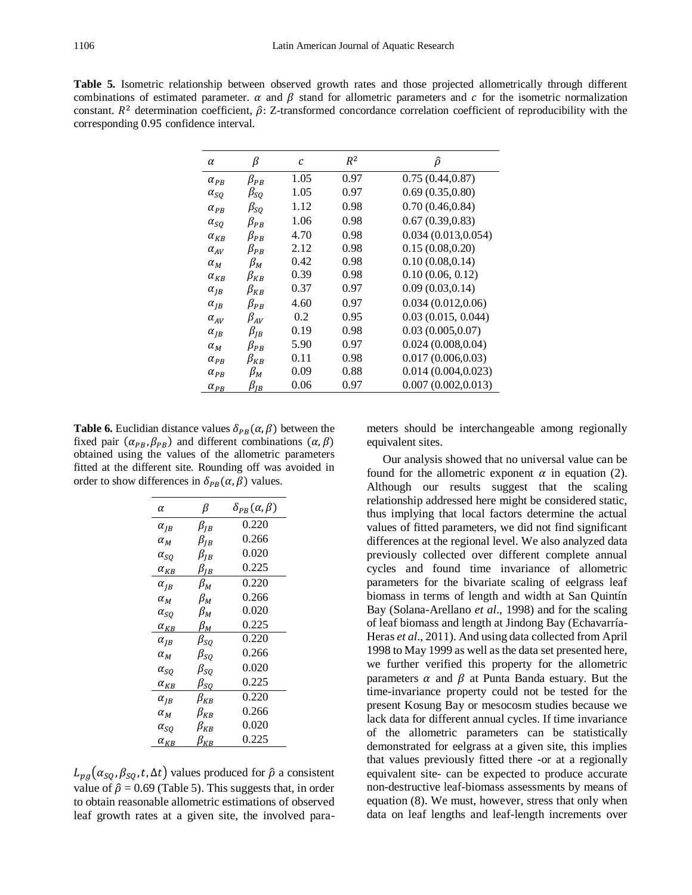**Table 5.** Isometric relationship between observed growth rates and those projected allometrically through different combinations of estimated parameter. $\alpha$ and $\beta$ stand for allometric parameters and $c$ for the isometric normalization constant. $R^2$ determination coefficient, $\hat{\rho}$: Z-transformed concordance correlation coefficient of reproducibility with the corresponding 0.95 confidence interval.

| $\alpha$ | $\beta$ | $c$ | $R^2$ | $\hat{\rho}$ |
|---|---|---|---|---|
| $\alpha_{PB}$ | $\beta_{PB}$ | 1.05 | 0.97 | 0.75 (0.44,0.87) |
| $\alpha_{SQ}$ | $\beta_{SQ}$ | 1.05 | 0.97 | 0.69 (0.35,0.80) |
| $\alpha_{PB}$ | $\beta_{SQ}$ | 1.12 | 0.98 | 0.70 (0.46,0.84) |
| $\alpha_{SQ}$ | $\beta_{PB}$ | 1.06 | 0.98 | 0.67 (0.39,0.83) |
| $\alpha_{KB}$ | $\beta_{PB}$ | 4.70 | 0.98 | 0.034 (0.013,0.054) |
| $\alpha_{AV}$ | $\beta_{PB}$ | 2.12 | 0.98 | 0.15 (0.08,0.20) |
| $\alpha_{M}$ | $\beta_{M}$ | 0.42 | 0.98 | 0.10 (0.08,0.14) |
| $\alpha_{KB}$ | $\beta_{KB}$ | 0.39 | 0.98 | 0.10 (0.06, 0.12) |
| $\alpha_{JB}$ | $\beta_{KB}$ | 0.37 | 0.97 | 0.09 (0.03,0.14) |
| $\alpha_{JB}$ | $\beta_{PB}$ | 4.60 | 0.97 | 0.034 (0.012,0.06) |
| $\alpha_{AV}$ | $\beta_{AV}$ | 0.2 | 0.95 | 0.03 (0.015, 0.044) |
| $\alpha_{JB}$ | $\beta_{JB}$ | 0.19 | 0.98 | 0.03 (0.005,0.07) |
| $\alpha_{M}$ | $\beta_{PB}$ | 5.90 | 0.97 | 0.024 (0.008,0.04) |
| $\alpha_{PB}$ | $\beta_{KB}$ | 0.11 | 0.98 | 0.017 (0.006,0.03) |
| $\alpha_{PB}$ | $\beta_{M}$ | 0.09 | 0.88 | 0.014 (0.004,0.023) |
| $\alpha_{PB}$ | $\beta_{JB}$ | 0.06 | 0.97 | 0.007 (0.002,0.013) |

**Table 6.** Euclidian distance values $\delta_{PB}(\alpha,\beta)$ between the fixed pair $(\alpha_{PB},\beta_{PB})$ and different combinations $(\alpha,\beta)$ obtained using the values of the allometric parameters fitted at the different site. Rounding off was avoided in order to show differences in $\delta_{PB}(\alpha,\beta)$ values.

| $\alpha$ | $\beta$ | $\delta_{PB}(\alpha,\beta)$ |
|---|---|---|
| $\alpha_{JB}$ | $\beta_{JB}$ | 0.220 |
| $\alpha_{M}$ | $\beta_{JB}$ | 0.266 |
| $\alpha_{SQ}$ | $\beta_{JB}$ | 0.020 |
| $\alpha_{KB}$ | $\beta_{JB}$ | 0.225 |
| $\alpha_{JB}$ | $\beta_{M}$ | 0.220 |
| $\alpha_{M}$ | $\beta_{M}$ | 0.266 |
| $\alpha_{SQ}$ | $\beta_{M}$ | 0.020 |
| $\alpha_{KB}$ | $\beta_{M}$ | 0.225 |
| $\alpha_{JB}$ | $\beta_{SQ}$ | 0.220 |
| $\alpha_{M}$ | $\beta_{SQ}$ | 0.266 |
| $\alpha_{SQ}$ | $\beta_{SQ}$ | 0.020 |
| $\alpha_{KB}$ | $\beta_{SQ}$ | 0.225 |
| $\alpha_{JB}$ | $\beta_{KB}$ | 0.220 |
| $\alpha_{M}$ | $\beta_{KB}$ | 0.266 |
| $\alpha_{SQ}$ | $\beta_{KB}$ | 0.020 |
| $\alpha_{KB}$ | $\beta_{KB}$ | 0.225 |

$L_{pg}(\alpha_{SQ},\beta_{SQ},t,\Delta t)$ values produced for $\hat{\rho}$ a consistent value of $\hat{\rho}$ = 0.69 (Table 5). This suggests that, in order to obtain reasonable allometric estimations of observed leaf growth rates at a given site, the involved parameters should be interchangeable among regionally equivalent sites.

Our analysis showed that no universal value can be found for the allometric exponent $\alpha$ in equation (2). Although our results suggest that the scaling relationship addressed here might be considered static, thus implying that local factors determine the actual values of fitted parameters, we did not find significant differences at the regional level. We also analyzed data previously collected over different complete annual cycles and found time invariance of allometric parameters for the bivariate scaling of eelgrass leaf biomass in terms of length and width at San Quintín Bay (Solana-Arellano *et al*., 1998) and for the scaling of leaf biomass and length at Jindong Bay (Echavarría-Heras *et al*., 2011). And using data collected from April 1998 to May 1999 as well as the data set presented here, we further verified this property for the allometric parameters $\alpha$ and $\beta$ at Punta Banda estuary. But the time-invariance property could not be tested for the present Kosung Bay or mesocosm studies because we lack data for different annual cycles. If time invariance of the allometric parameters can be statistically demonstrated for eelgrass at a given site, this implies that values previously fitted there -or at a regionally equivalent site- can be expected to produce accurate non-destructive leaf-biomass assessments by means of equation (8). We must, however, stress that only when data on leaf lengths and leaf-length increments over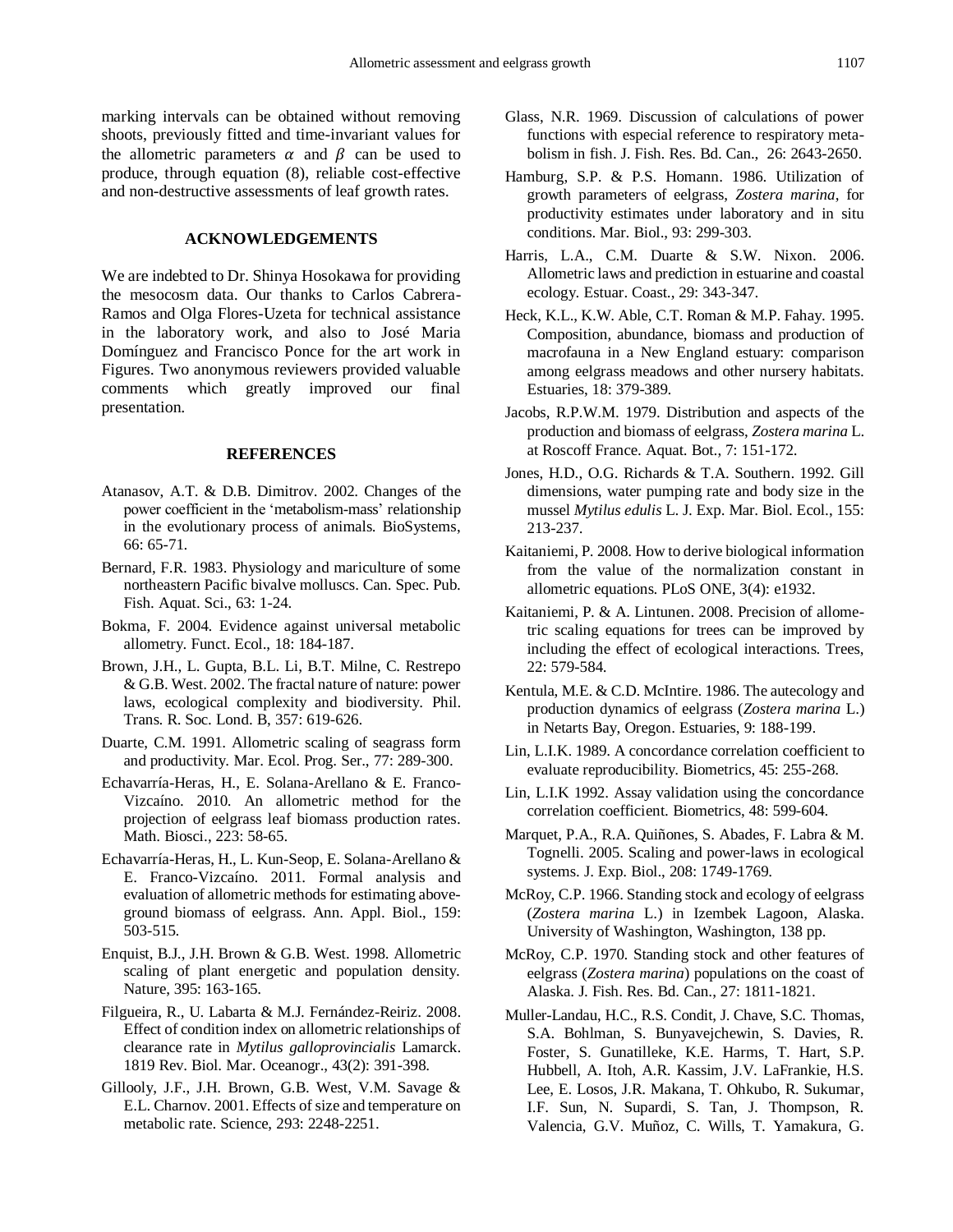marking intervals can be obtained without removing shoots, previously fitted and time-invariant values for the allometric parameters $\alpha$ and $\beta$ can be used to produce, through equation (8), reliable cost-effective and non-destructive assessments of leaf growth rates.

## ACKNOWLEDGEMENTS

We are indebted to Dr. Shinya Hosokawa for providing the mesocosm data. Our thanks to Carlos Cabrera-Ramos and Olga Flores-Uzeta for technical assistance in the laboratory work, and also to José Maria Domínguez and Francisco Ponce for the art work in Figures. Two anonymous reviewers provided valuable comments which greatly improved our final presentation.

## REFERENCES

- Atanasov, A.T. & D.B. Dimitrov. 2002. Changes of the power coefficient in the 'metabolism-mass' relationship in the evolutionary process of animals. BioSystems, 66: 65-71.
- Bernard, F.R. 1983. Physiology and mariculture of some northeastern Pacific bivalve molluscs. Can. Spec. Pub. Fish. Aquat. Sci., 63: 1-24.
- Bokma, F. 2004. Evidence against universal metabolic allometry. Funct. Ecol., 18: 184-187.
- Brown, J.H., L. Gupta, B.L. Li, B.T. Milne, C. Restrepo & G.B. West. 2002. The fractal nature of nature: power laws, ecological complexity and biodiversity. Phil. Trans. R. Soc. Lond. B, 357: 619-626.
- Duarte, C.M. 1991. Allometric scaling of seagrass form and productivity. Mar. Ecol. Prog. Ser., 77: 289-300.
- Echavarría-Heras, H., E. Solana-Arellano & E. Franco-Vizcaíno. 2010. An allometric method for the projection of eelgrass leaf biomass production rates. Math. Biosci., 223: 58-65.
- Echavarría-Heras, H., L. Kun-Seop, E. Solana-Arellano & E. Franco-Vizcaíno. 2011. Formal analysis and evaluation of allometric methods for estimating above-ground biomass of eelgrass. Ann. Appl. Biol., 159: 503-515.
- Enquist, B.J., J.H. Brown & G.B. West. 1998. Allometric scaling of plant energetic and population density. Nature, 395: 163-165.
- Filgueira, R., U. Labarta & M.J. Fernández-Reiriz. 2008. Effect of condition index on allometric relationships of clearance rate in *Mytilus galloprovincialis* Lamarck. 1819 Rev. Biol. Mar. Oceanogr., 43(2): 391-398.
- Gillooly, J.F., J.H. Brown, G.B. West, V.M. Savage & E.L. Charnov. 2001. Effects of size and temperature on metabolic rate. Science, 293: 2248-2251.
- Glass, N.R. 1969. Discussion of calculations of power functions with especial reference to respiratory metabolism in fish. J. Fish. Res. Bd. Can., 26: 2643-2650.
- Hamburg, S.P. & P.S. Homann. 1986. Utilization of growth parameters of eelgrass, *Zostera marina*, for productivity estimates under laboratory and in situ conditions. Mar. Biol., 93: 299-303.
- Harris, L.A., C.M. Duarte & S.W. Nixon. 2006. Allometric laws and prediction in estuarine and coastal ecology. Estuar. Coast., 29: 343-347.
- Heck, K.L., K.W. Able, C.T. Roman & M.P. Fahay. 1995. Composition, abundance, biomass and production of macrofauna in a New England estuary: comparison among eelgrass meadows and other nursery habitats. Estuaries, 18: 379-389.
- Jacobs, R.P.W.M. 1979. Distribution and aspects of the production and biomass of eelgrass, *Zostera marina* L. at Roscoff France. Aquat. Bot., 7: 151-172.
- Jones, H.D., O.G. Richards & T.A. Southern. 1992. Gill dimensions, water pumping rate and body size in the mussel *Mytilus edulis* L. J. Exp. Mar. Biol. Ecol., 155: 213-237.
- Kaitaniemi, P. 2008. How to derive biological information from the value of the normalization constant in allometric equations. PLoS ONE, 3(4): e1932.
- Kaitaniemi, P. & A. Lintunen. 2008. Precision of allometric scaling equations for trees can be improved by including the effect of ecological interactions. Trees, 22: 579-584.
- Kentula, M.E. & C.D. McIntire. 1986. The autecology and production dynamics of eelgrass (*Zostera marina* L.) in Netarts Bay, Oregon. Estuaries, 9: 188-199.
- Lin, L.I.K. 1989. A concordance correlation coefficient to evaluate reproducibility. Biometrics, 45: 255-268.
- Lin, L.I.K 1992. Assay validation using the concordance correlation coefficient. Biometrics, 48: 599-604.
- Marquet, P.A., R.A. Quiñones, S. Abades, F. Labra & M. Tognelli. 2005. Scaling and power-laws in ecological systems. J. Exp. Biol., 208: 1749-1769.
- McRoy, C.P. 1966. Standing stock and ecology of eelgrass (*Zostera marina* L.) in Izembek Lagoon, Alaska. University of Washington, Washington, 138 pp.
- McRoy, C.P. 1970. Standing stock and other features of eelgrass (*Zostera marina*) populations on the coast of Alaska. J. Fish. Res. Bd. Can., 27: 1811-1821.
- Muller-Landau, H.C., R.S. Condit, J. Chave, S.C. Thomas, S.A. Bohlman, S. Bunyavejchewin, S. Davies, R. Foster, S. Gunatilleke, K.E. Harms, T. Hart, S.P. Hubbell, A. Itoh, A.R. Kassim, J.V. LaFrankie, H.S. Lee, E. Losos, J.R. Makana, T. Ohkubo, R. Sukumar, I.F. Sun, N. Supardi, S. Tan, J. Thompson, R. Valencia, G.V. Muñoz, C. Wills, T. Yamakura, G.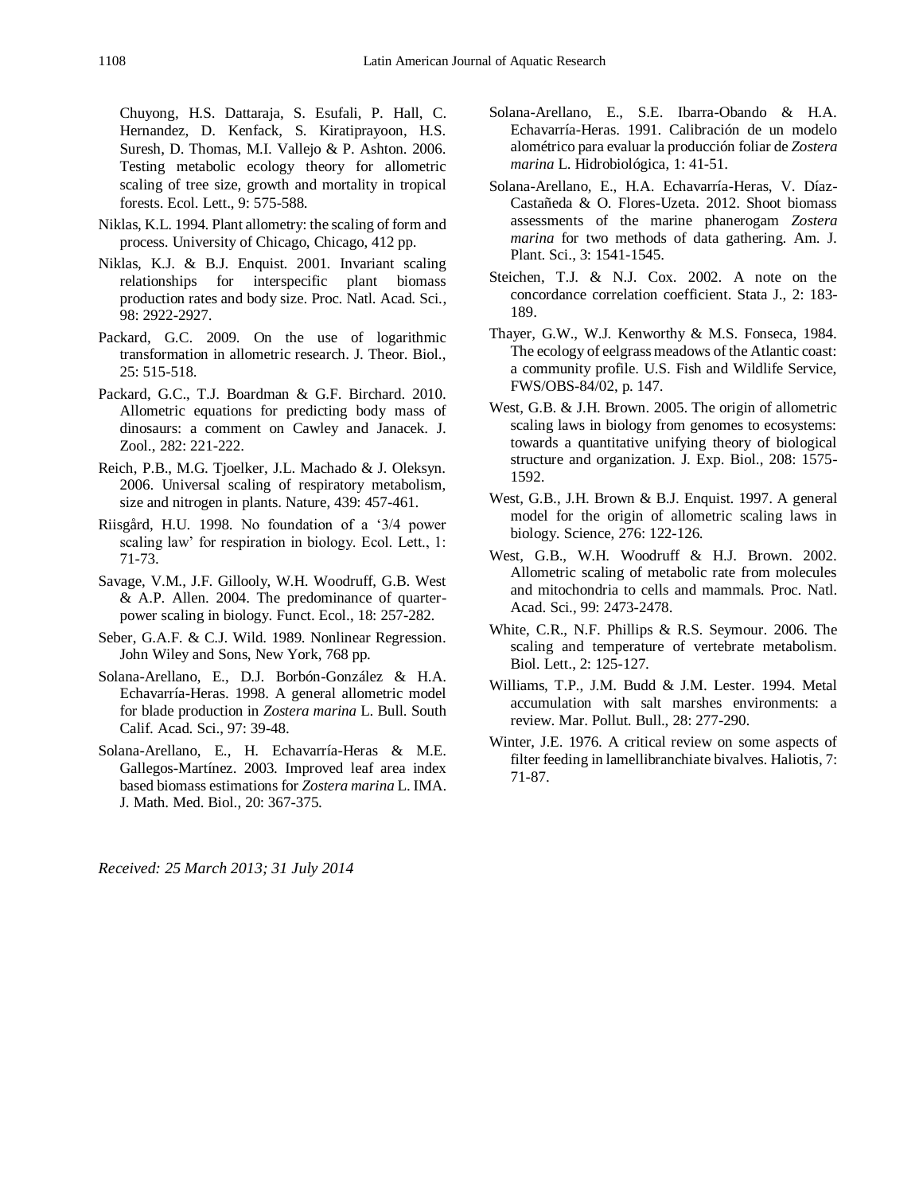Chuyong, H.S. Dattaraja, S. Esufali, P. Hall, C. Hernandez, D. Kenfack, S. Kiratiprayoon, H.S. Suresh, D. Thomas, M.I. Vallejo & P. Ashton. 2006. Testing metabolic ecology theory for allometric scaling of tree size, growth and mortality in tropical forests. Ecol. Lett., 9: 575-588.

Niklas, K.L. 1994. Plant allometry: the scaling of form and process. University of Chicago, Chicago, 412 pp.

Niklas, K.J. & B.J. Enquist. 2001. Invariant scaling relationships for interspecific plant biomass production rates and body size. Proc. Natl. Acad. Sci., 98: 2922-2927.

Packard, G.C. 2009. On the use of logarithmic transformation in allometric research. J. Theor. Biol., 25: 515-518.

Packard, G.C., T.J. Boardman & G.F. Birchard. 2010. Allometric equations for predicting body mass of dinosaurs: a comment on Cawley and Janacek. J. Zool., 282: 221-222.

Reich, P.B., M.G. Tjoelker, J.L. Machado & J. Oleksyn. 2006. Universal scaling of respiratory metabolism, size and nitrogen in plants. Nature, 439: 457-461.

Riisgård, H.U. 1998. No foundation of a '3/4 power scaling law' for respiration in biology. Ecol. Lett., 1: 71-73.

Savage, V.M., J.F. Gillooly, W.H. Woodruff, G.B. West & A.P. Allen. 2004. The predominance of quarter-power scaling in biology. Funct. Ecol., 18: 257-282.

Seber, G.A.F. & C.J. Wild. 1989. Nonlinear Regression. John Wiley and Sons, New York, 768 pp.

Solana-Arellano, E., D.J. Borbón-González & H.A. Echavarría-Heras. 1998. A general allometric model for blade production in *Zostera marina* L. Bull. South Calif. Acad. Sci., 97: 39-48.

Solana-Arellano, E., H. Echavarría-Heras & M.E. Gallegos-Martínez. 2003. Improved leaf area index based biomass estimations for *Zostera marina* L. IMA. J. Math. Med. Biol., 20: 367-375.

Solana-Arellano, E., S.E. Ibarra-Obando & H.A. Echavarría-Heras. 1991. Calibración de un modelo alométrico para evaluar la producción foliar de *Zostera marina* L. Hidrobiológica, 1: 41-51.

Solana-Arellano, E., H.A. Echavarría-Heras, V. Díaz-Castañeda & O. Flores-Uzeta. 2012. Shoot biomass assessments of the marine phanerogam *Zostera marina* for two methods of data gathering. Am. J. Plant. Sci., 3: 1541-1545.

Steichen, T.J. & N.J. Cox. 2002. A note on the concordance correlation coefficient. Stata J., 2: 183-189.

Thayer, G.W., W.J. Kenworthy & M.S. Fonseca, 1984. The ecology of eelgrass meadows of the Atlantic coast: a community profile. U.S. Fish and Wildlife Service, FWS/OBS-84/02, p. 147.

West, G.B. & J.H. Brown. 2005. The origin of allometric scaling laws in biology from genomes to ecosystems: towards a quantitative unifying theory of biological structure and organization. J. Exp. Biol., 208: 1575-1592.

West, G.B., J.H. Brown & B.J. Enquist. 1997. A general model for the origin of allometric scaling laws in biology. Science, 276: 122-126.

West, G.B., W.H. Woodruff & H.J. Brown. 2002. Allometric scaling of metabolic rate from molecules and mitochondria to cells and mammals. Proc. Natl. Acad. Sci., 99: 2473-2478.

White, C.R., N.F. Phillips & R.S. Seymour. 2006. The scaling and temperature of vertebrate metabolism. Biol. Lett., 2: 125-127.

Williams, T.P., J.M. Budd & J.M. Lester. 1994. Metal accumulation with salt marshes environments: a review. Mar. Pollut. Bull., 28: 277-290.

Winter, J.E. 1976. A critical review on some aspects of filter feeding in lamellibranchiate bivalves. Haliotis, 7: 71-87.

*Received: 25 March 2013; 31 July 2014*